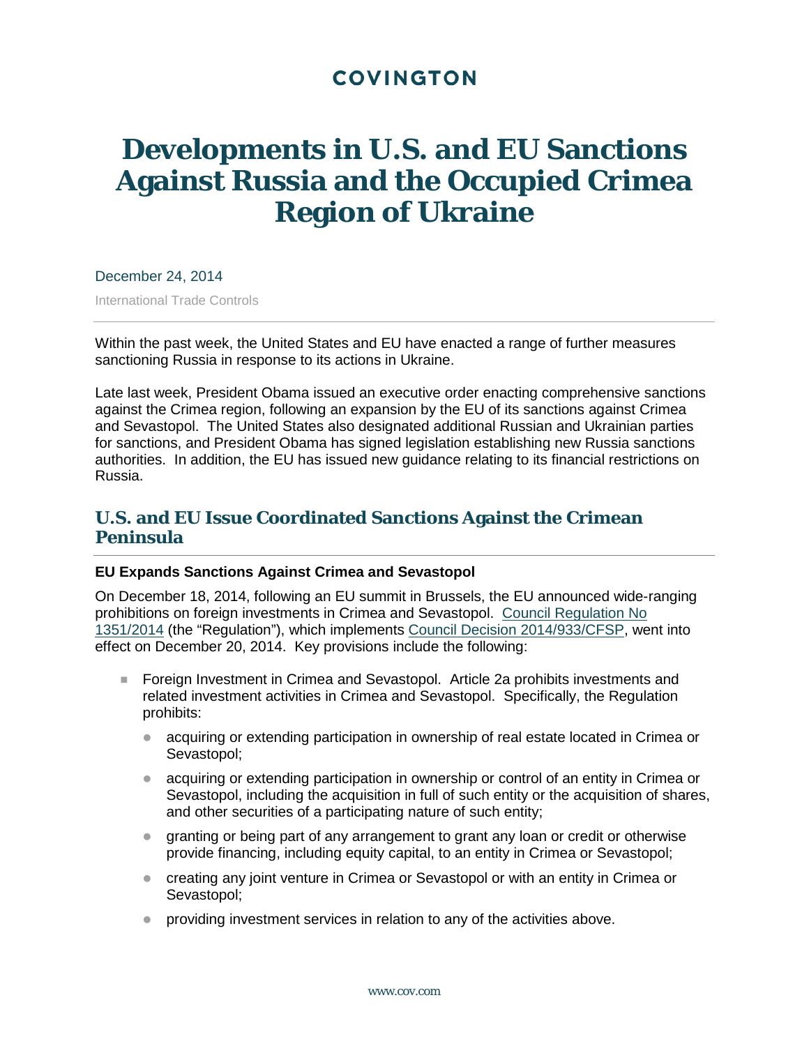COVINGTON

# Developments in U.S. and EU Sanctions Against Russia and the Occupied Crimea Region of Ukraine

December 24, 2014

International Trade Controls

Within the past week, the United States and EU have enacted a range of further measures sanctioning Russia in response to its actions in Ukraine.

Late last week, President Obama issued an executive order enacting comprehensive sanctions against the Crimea region, following an expansion by the EU of its sanctions against Crimea and Sevastopol. The United States also designated additional Russian and Ukrainian parties for sanctions, and President Obama has signed legislation establishing new Russia sanctions authorities. In addition, the EU has issued new guidance relating to its financial restrictions on Russia.

## U.S. and EU Issue Coordinated Sanctions Against the Crimean Peninsula

### EU Expands Sanctions Against Crimea and Sevastopol

On December 18, 2014, following an EU summit in Brussels, the EU announced wide-ranging prohibitions on foreign investments in Crimea and Sevastopol. Council Regulation No 1351/2014 (the "Regulation"), which implements Council Decision 2014/933/CFSP, went into effect on December 20, 2014. Key provisions include the following:

- Foreign Investment in Crimea and Sevastopol. Article 2a prohibits investments and related investment activities in Crimea and Sevastopol. Specifically, the Regulation prohibits:
  - acquiring or extending participation in ownership of real estate located in Crimea or Sevastopol;
  - acquiring or extending participation in ownership or control of an entity in Crimea or Sevastopol, including the acquisition in full of such entity or the acquisition of shares, and other securities of a participating nature of such entity;
  - granting or being part of any arrangement to grant any loan or credit or otherwise provide financing, including equity capital, to an entity in Crimea or Sevastopol;
  - creating any joint venture in Crimea or Sevastopol or with an entity in Crimea or Sevastopol;
  - providing investment services in relation to any of the activities above.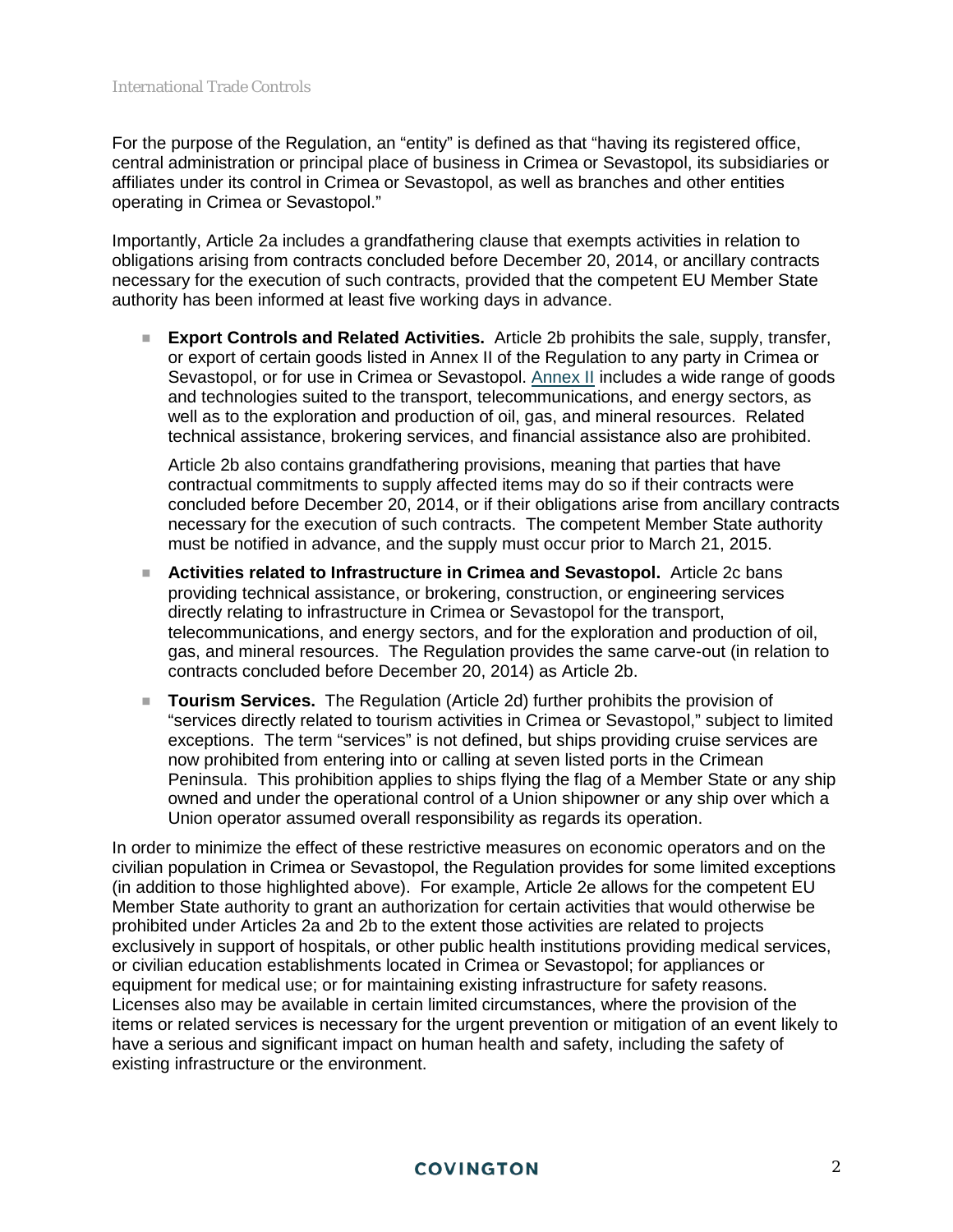For the purpose of the Regulation, an "entity" is defined as that "having its registered office, central administration or principal place of business in Crimea or Sevastopol, its subsidiaries or affiliates under its control in Crimea or Sevastopol, as well as branches and other entities operating in Crimea or Sevastopol."

Importantly, Article 2a includes a grandfathering clause that exempts activities in relation to obligations arising from contracts concluded before December 20, 2014, or ancillary contracts necessary for the execution of such contracts, provided that the competent EU Member State authority has been informed at least five working days in advance.

- **Export Controls and Related Activities.** Article 2b prohibits the sale, supply, transfer, or export of certain goods listed in Annex II of the Regulation to any party in Crimea or Sevastopol, or for use in Crimea or Sevastopol. Annex II includes a wide range of goods and technologies suited to the transport, telecommunications, and energy sectors, as well as to the exploration and production of oil, gas, and mineral resources. Related technical assistance, brokering services, and financial assistance also are prohibited.

  Article 2b also contains grandfathering provisions, meaning that parties that have contractual commitments to supply affected items may do so if their contracts were concluded before December 20, 2014, or if their obligations arise from ancillary contracts necessary for the execution of such contracts. The competent Member State authority must be notified in advance, and the supply must occur prior to March 21, 2015.

- **Activities related to Infrastructure in Crimea and Sevastopol.** Article 2c bans providing technical assistance, or brokering, construction, or engineering services directly relating to infrastructure in Crimea or Sevastopol for the transport, telecommunications, and energy sectors, and for the exploration and production of oil, gas, and mineral resources. The Regulation provides the same carve-out (in relation to contracts concluded before December 20, 2014) as Article 2b.

- **Tourism Services.** The Regulation (Article 2d) further prohibits the provision of "services directly related to tourism activities in Crimea or Sevastopol," subject to limited exceptions. The term "services" is not defined, but ships providing cruise services are now prohibited from entering into or calling at seven listed ports in the Crimean Peninsula. This prohibition applies to ships flying the flag of a Member State or any ship owned and under the operational control of a Union shipowner or any ship over which a Union operator assumed overall responsibility as regards its operation.

In order to minimize the effect of these restrictive measures on economic operators and on the civilian population in Crimea or Sevastopol, the Regulation provides for some limited exceptions (in addition to those highlighted above). For example, Article 2e allows for the competent EU Member State authority to grant an authorization for certain activities that would otherwise be prohibited under Articles 2a and 2b to the extent those activities are related to projects exclusively in support of hospitals, or other public health institutions providing medical services, or civilian education establishments located in Crimea or Sevastopol; for appliances or equipment for medical use; or for maintaining existing infrastructure for safety reasons. Licenses also may be available in certain limited circumstances, where the provision of the items or related services is necessary for the urgent prevention or mitigation of an event likely to have a serious and significant impact on human health and safety, including the safety of existing infrastructure or the environment.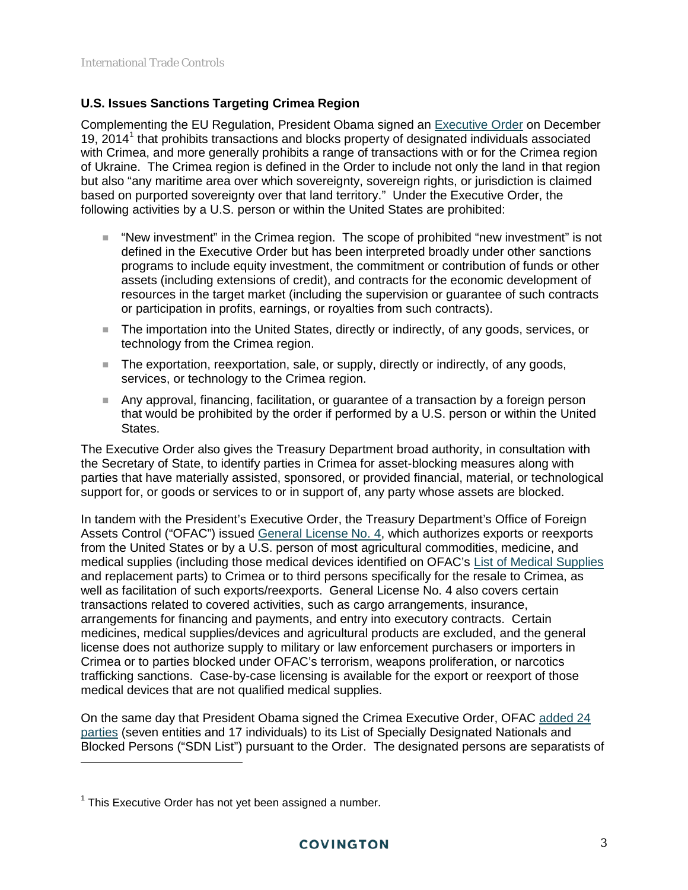**U.S. Issues Sanctions Targeting Crimea Region**

Complementing the EU Regulation, President Obama signed an Executive Order on December 19, 2014[1] that prohibits transactions and blocks property of designated individuals associated with Crimea, and more generally prohibits a range of transactions with or for the Crimea region of Ukraine. The Crimea region is defined in the Order to include not only the land in that region but also "any maritime area over which sovereignty, sovereign rights, or jurisdiction is claimed based on purported sovereignty over that land territory." Under the Executive Order, the following activities by a U.S. person or within the United States are prohibited:

- "New investment" in the Crimea region. The scope of prohibited "new investment" is not defined in the Executive Order but has been interpreted broadly under other sanctions programs to include equity investment, the commitment or contribution of funds or other assets (including extensions of credit), and contracts for the economic development of resources in the target market (including the supervision or guarantee of such contracts or participation in profits, earnings, or royalties from such contracts).
- The importation into the United States, directly or indirectly, of any goods, services, or technology from the Crimea region.
- The exportation, reexportation, sale, or supply, directly or indirectly, of any goods, services, or technology to the Crimea region.
- Any approval, financing, facilitation, or guarantee of a transaction by a foreign person that would be prohibited by the order if performed by a U.S. person or within the United States.

The Executive Order also gives the Treasury Department broad authority, in consultation with the Secretary of State, to identify parties in Crimea for asset-blocking measures along with parties that have materially assisted, sponsored, or provided financial, material, or technological support for, or goods or services to or in support of, any party whose assets are blocked.

In tandem with the President's Executive Order, the Treasury Department's Office of Foreign Assets Control ("OFAC") issued General License No. 4, which authorizes exports or reexports from the United States or by a U.S. person of most agricultural commodities, medicine, and medical supplies (including those medical devices identified on OFAC's List of Medical Supplies and replacement parts) to Crimea or to third persons specifically for the resale to Crimea, as well as facilitation of such exports/reexports. General License No. 4 also covers certain transactions related to covered activities, such as cargo arrangements, insurance, arrangements for financing and payments, and entry into executory contracts. Certain medicines, medical supplies/devices and agricultural products are excluded, and the general license does not authorize supply to military or law enforcement purchasers or importers in Crimea or to parties blocked under OFAC's terrorism, weapons proliferation, or narcotics trafficking sanctions. Case-by-case licensing is available for the export or reexport of those medical devices that are not qualified medical supplies.

On the same day that President Obama signed the Crimea Executive Order, OFAC added 24 parties (seven entities and 17 individuals) to its List of Specially Designated Nationals and Blocked Persons ("SDN List") pursuant to the Order. The designated persons are separatists of

---

[1] This Executive Order has not yet been assigned a number.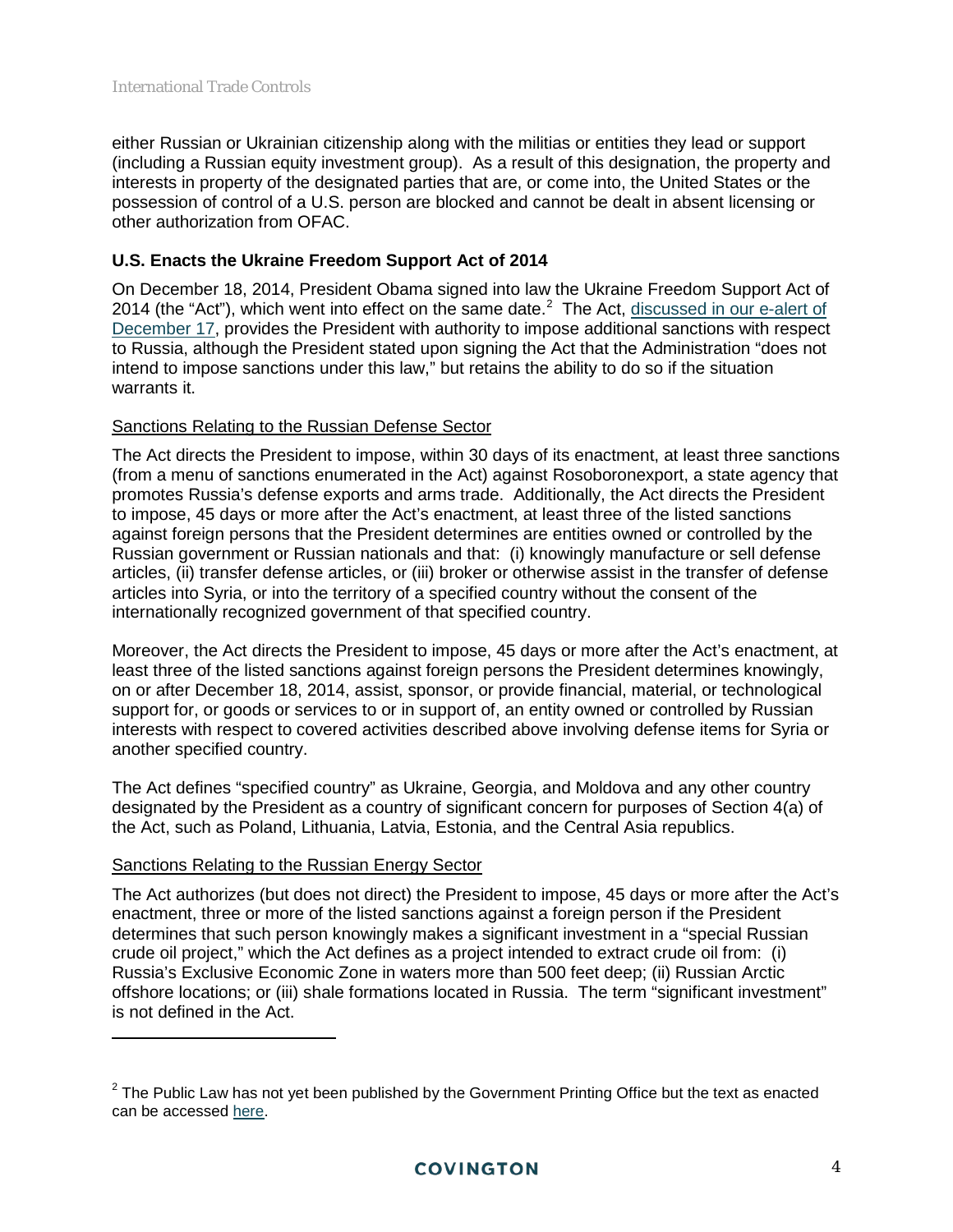either Russian or Ukrainian citizenship along with the militias or entities they lead or support (including a Russian equity investment group). As a result of this designation, the property and interests in property of the designated parties that are, or come into, the United States or the possession of control of a U.S. person are blocked and cannot be dealt in absent licensing or other authorization from OFAC.

### U.S. Enacts the Ukraine Freedom Support Act of 2014

On December 18, 2014, President Obama signed into law the Ukraine Freedom Support Act of 2014 (the "Act"), which went into effect on the same date.[2] The Act, discussed in our e-alert of December 17, provides the President with authority to impose additional sanctions with respect to Russia, although the President stated upon signing the Act that the Administration "does not intend to impose sanctions under this law," but retains the ability to do so if the situation warrants it.

#### Sanctions Relating to the Russian Defense Sector

The Act directs the President to impose, within 30 days of its enactment, at least three sanctions (from a menu of sanctions enumerated in the Act) against Rosoboronexport, a state agency that promotes Russia's defense exports and arms trade. Additionally, the Act directs the President to impose, 45 days or more after the Act's enactment, at least three of the listed sanctions against foreign persons that the President determines are entities owned or controlled by the Russian government or Russian nationals and that: (i) knowingly manufacture or sell defense articles, (ii) transfer defense articles, or (iii) broker or otherwise assist in the transfer of defense articles into Syria, or into the territory of a specified country without the consent of the internationally recognized government of that specified country.

Moreover, the Act directs the President to impose, 45 days or more after the Act's enactment, at least three of the listed sanctions against foreign persons the President determines knowingly, on or after December 18, 2014, assist, sponsor, or provide financial, material, or technological support for, or goods or services to or in support of, an entity owned or controlled by Russian interests with respect to covered activities described above involving defense items for Syria or another specified country.

The Act defines "specified country" as Ukraine, Georgia, and Moldova and any other country designated by the President as a country of significant concern for purposes of Section 4(a) of the Act, such as Poland, Lithuania, Latvia, Estonia, and the Central Asia republics.

#### Sanctions Relating to the Russian Energy Sector

The Act authorizes (but does not direct) the President to impose, 45 days or more after the Act's enactment, three or more of the listed sanctions against a foreign person if the President determines that such person knowingly makes a significant investment in a "special Russian crude oil project," which the Act defines as a project intended to extract crude oil from: (i) Russia's Exclusive Economic Zone in waters more than 500 feet deep; (ii) Russian Arctic offshore locations; or (iii) shale formations located in Russia. The term "significant investment" is not defined in the Act.

---

[2] The Public Law has not yet been published by the Government Printing Office but the text as enacted can be accessed here.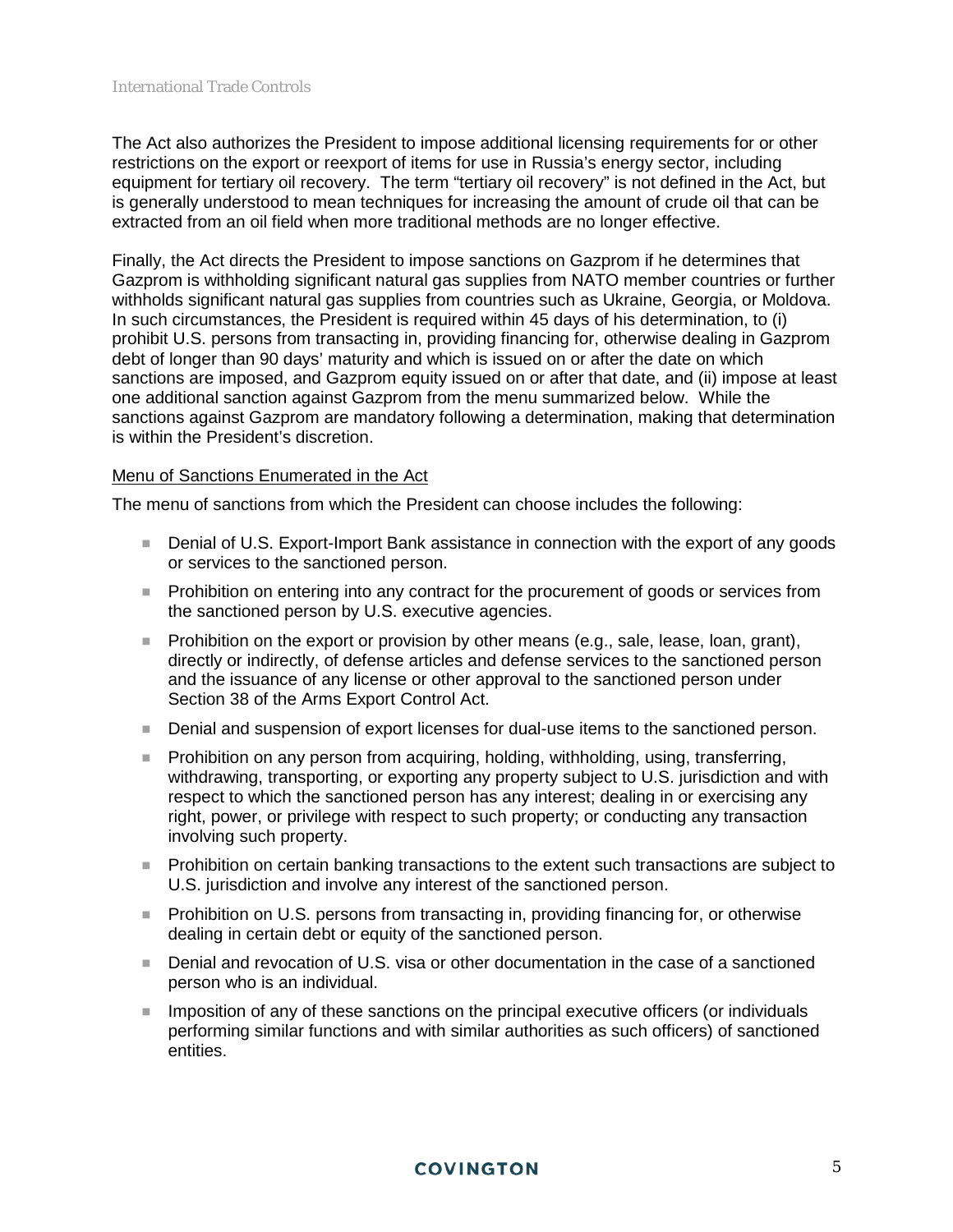The Act also authorizes the President to impose additional licensing requirements for or other restrictions on the export or reexport of items for use in Russia's energy sector, including equipment for tertiary oil recovery. The term "tertiary oil recovery" is not defined in the Act, but is generally understood to mean techniques for increasing the amount of crude oil that can be extracted from an oil field when more traditional methods are no longer effective.

Finally, the Act directs the President to impose sanctions on Gazprom if he determines that Gazprom is withholding significant natural gas supplies from NATO member countries or further withholds significant natural gas supplies from countries such as Ukraine, Georgia, or Moldova. In such circumstances, the President is required within 45 days of his determination, to (i) prohibit U.S. persons from transacting in, providing financing for, otherwise dealing in Gazprom debt of longer than 90 days' maturity and which is issued on or after the date on which sanctions are imposed, and Gazprom equity issued on or after that date, and (ii) impose at least one additional sanction against Gazprom from the menu summarized below. While the sanctions against Gazprom are mandatory following a determination, making that determination is within the President's discretion.

<u>Menu of Sanctions Enumerated in the Act</u>

The menu of sanctions from which the President can choose includes the following:

- Denial of U.S. Export-Import Bank assistance in connection with the export of any goods or services to the sanctioned person.
- Prohibition on entering into any contract for the procurement of goods or services from the sanctioned person by U.S. executive agencies.
- Prohibition on the export or provision by other means (e.g., sale, lease, loan, grant), directly or indirectly, of defense articles and defense services to the sanctioned person and the issuance of any license or other approval to the sanctioned person under Section 38 of the Arms Export Control Act.
- Denial and suspension of export licenses for dual-use items to the sanctioned person.
- Prohibition on any person from acquiring, holding, withholding, using, transferring, withdrawing, transporting, or exporting any property subject to U.S. jurisdiction and with respect to which the sanctioned person has any interest; dealing in or exercising any right, power, or privilege with respect to such property; or conducting any transaction involving such property.
- Prohibition on certain banking transactions to the extent such transactions are subject to U.S. jurisdiction and involve any interest of the sanctioned person.
- Prohibition on U.S. persons from transacting in, providing financing for, or otherwise dealing in certain debt or equity of the sanctioned person.
- Denial and revocation of U.S. visa or other documentation in the case of a sanctioned person who is an individual.
- Imposition of any of these sanctions on the principal executive officers (or individuals performing similar functions and with similar authorities as such officers) of sanctioned entities.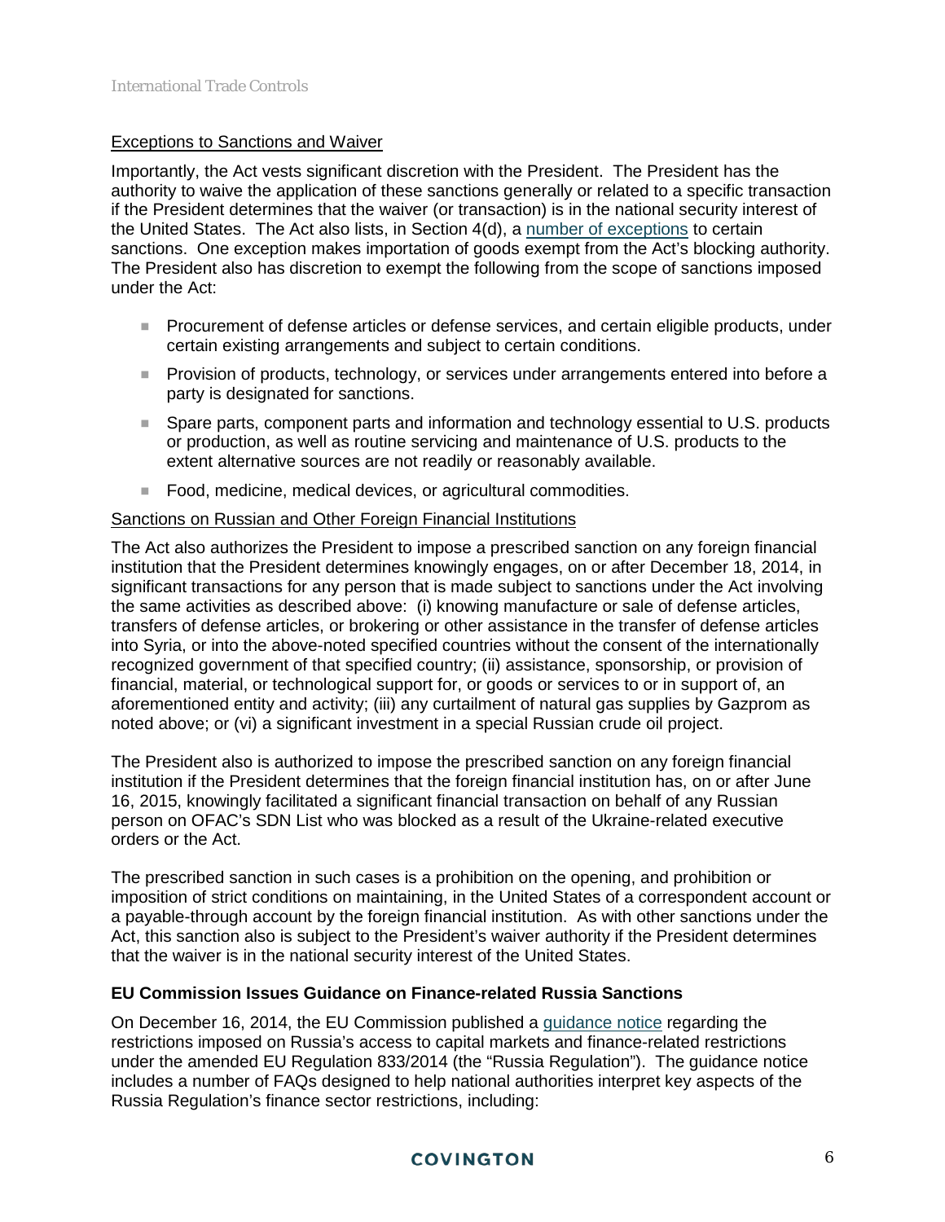Exceptions to Sanctions and Waiver

Importantly, the Act vests significant discretion with the President. The President has the authority to waive the application of these sanctions generally or related to a specific transaction if the President determines that the waiver (or transaction) is in the national security interest of the United States. The Act also lists, in Section 4(d), a number of exceptions to certain sanctions. One exception makes importation of goods exempt from the Act's blocking authority. The President also has discretion to exempt the following from the scope of sanctions imposed under the Act:

- Procurement of defense articles or defense services, and certain eligible products, under certain existing arrangements and subject to certain conditions.
- Provision of products, technology, or services under arrangements entered into before a party is designated for sanctions.
- Spare parts, component parts and information and technology essential to U.S. products or production, as well as routine servicing and maintenance of U.S. products to the extent alternative sources are not readily or reasonably available.
- Food, medicine, medical devices, or agricultural commodities.

Sanctions on Russian and Other Foreign Financial Institutions

The Act also authorizes the President to impose a prescribed sanction on any foreign financial institution that the President determines knowingly engages, on or after December 18, 2014, in significant transactions for any person that is made subject to sanctions under the Act involving the same activities as described above: (i) knowing manufacture or sale of defense articles, transfers of defense articles, or brokering or other assistance in the transfer of defense articles into Syria, or into the above-noted specified countries without the consent of the internationally recognized government of that specified country; (ii) assistance, sponsorship, or provision of financial, material, or technological support for, or goods or services to or in support of, an aforementioned entity and activity; (iii) any curtailment of natural gas supplies by Gazprom as noted above; or (vi) a significant investment in a special Russian crude oil project.

The President also is authorized to impose the prescribed sanction on any foreign financial institution if the President determines that the foreign financial institution has, on or after June 16, 2015, knowingly facilitated a significant financial transaction on behalf of any Russian person on OFAC's SDN List who was blocked as a result of the Ukraine-related executive orders or the Act.

The prescribed sanction in such cases is a prohibition on the opening, and prohibition or imposition of strict conditions on maintaining, in the United States of a correspondent account or a payable-through account by the foreign financial institution. As with other sanctions under the Act, this sanction also is subject to the President's waiver authority if the President determines that the waiver is in the national security interest of the United States.

## EU Commission Issues Guidance on Finance-related Russia Sanctions

On December 16, 2014, the EU Commission published a guidance notice regarding the restrictions imposed on Russia's access to capital markets and finance-related restrictions under the amended EU Regulation 833/2014 (the "Russia Regulation"). The guidance notice includes a number of FAQs designed to help national authorities interpret key aspects of the Russia Regulation's finance sector restrictions, including: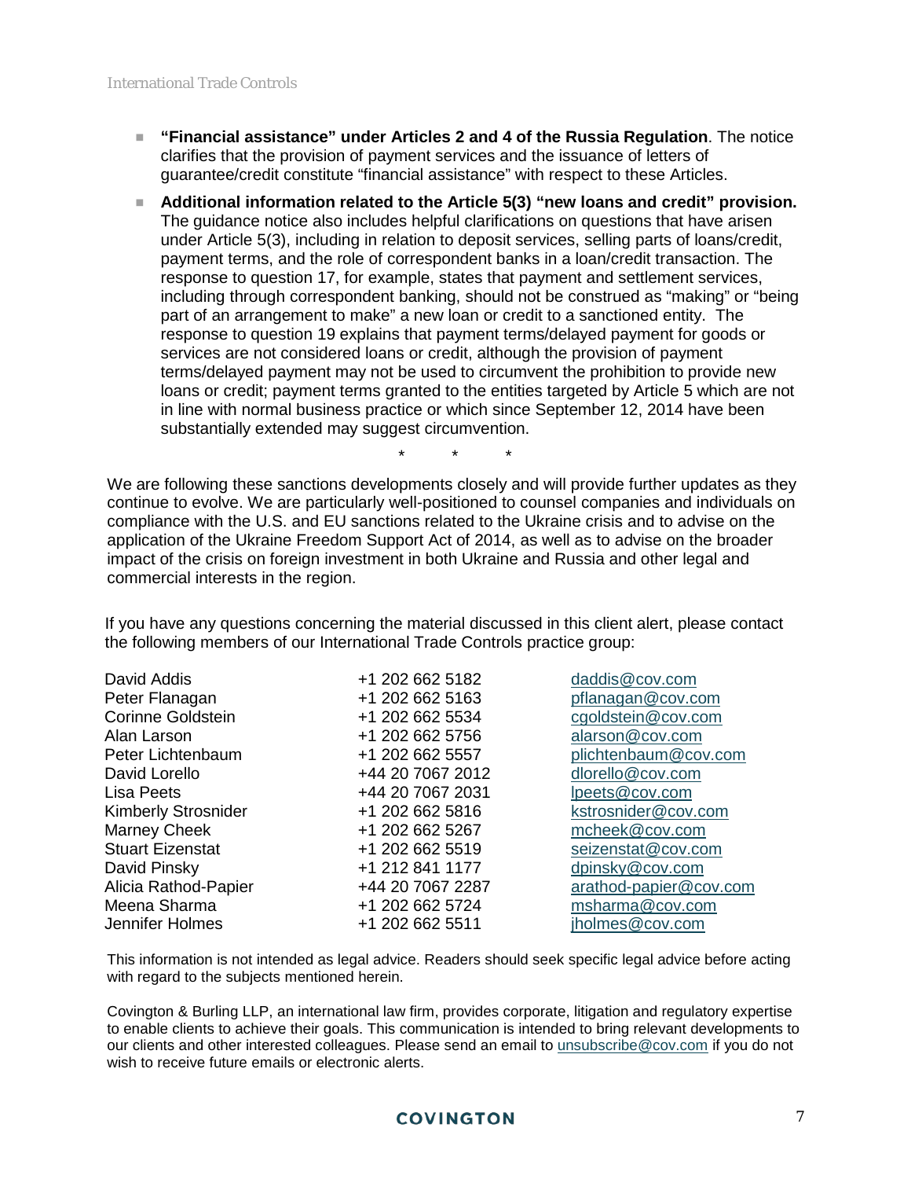- **"Financial assistance" under Articles 2 and 4 of the Russia Regulation**. The notice clarifies that the provision of payment services and the issuance of letters of guarantee/credit constitute "financial assistance" with respect to these Articles.
- **Additional information related to the Article 5(3) "new loans and credit" provision.** The guidance notice also includes helpful clarifications on questions that have arisen under Article 5(3), including in relation to deposit services, selling parts of loans/credit, payment terms, and the role of correspondent banks in a loan/credit transaction. The response to question 17, for example, states that payment and settlement services, including through correspondent banking, should not be construed as "making" or "being part of an arrangement to make" a new loan or credit to a sanctioned entity. The response to question 19 explains that payment terms/delayed payment for goods or services are not considered loans or credit, although the provision of payment terms/delayed payment may not be used to circumvent the prohibition to provide new loans or credit; payment terms granted to the entities targeted by Article 5 which are not in line with normal business practice or which since September 12, 2014 have been substantially extended may suggest circumvention.

\* \* \*

We are following these sanctions developments closely and will provide further updates as they continue to evolve. We are particularly well-positioned to counsel companies and individuals on compliance with the U.S. and EU sanctions related to the Ukraine crisis and to advise on the application of the Ukraine Freedom Support Act of 2014, as well as to advise on the broader impact of the crisis on foreign investment in both Ukraine and Russia and other legal and commercial interests in the region.

If you have any questions concerning the material discussed in this client alert, please contact the following members of our International Trade Controls practice group:

| | | |
|---|---|---|
| David Addis | +1 202 662 5182 | daddis@cov.com |
| Peter Flanagan | +1 202 662 5163 | pflanagan@cov.com |
| Corinne Goldstein | +1 202 662 5534 | cgoldstein@cov.com |
| Alan Larson | +1 202 662 5756 | alarson@cov.com |
| Peter Lichtenbaum | +1 202 662 5557 | plichtenbaum@cov.com |
| David Lorello | +44 20 7067 2012 | dlorello@cov.com |
| Lisa Peets | +44 20 7067 2031 | lpeets@cov.com |
| Kimberly Strosnider | +1 202 662 5816 | kstrosnider@cov.com |
| Marney Cheek | +1 202 662 5267 | mcheek@cov.com |
| Stuart Eizenstat | +1 202 662 5519 | seizenstat@cov.com |
| David Pinsky | +1 212 841 1177 | dpinsky@cov.com |
| Alicia Rathod-Papier | +44 20 7067 2287 | arathod-papier@cov.com |
| Meena Sharma | +1 202 662 5724 | msharma@cov.com |
| Jennifer Holmes | +1 202 662 5511 | jholmes@cov.com |

This information is not intended as legal advice. Readers should seek specific legal advice before acting with regard to the subjects mentioned herein.

Covington & Burling LLP, an international law firm, provides corporate, litigation and regulatory expertise to enable clients to achieve their goals. This communication is intended to bring relevant developments to our clients and other interested colleagues. Please send an email to unsubscribe@cov.com if you do not wish to receive future emails or electronic alerts.